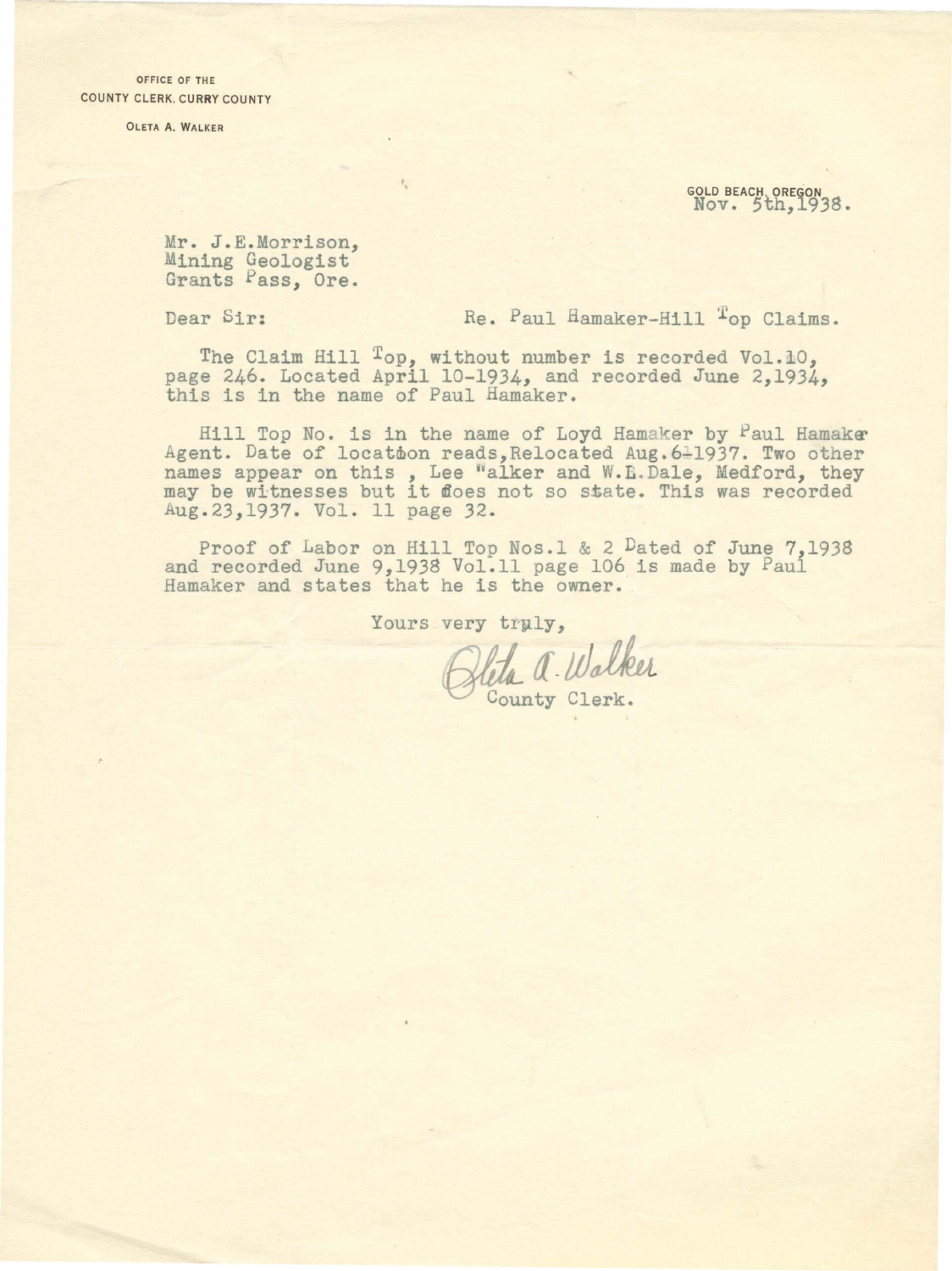OFFICE OF THE
COUNTY CLERK, CURRY COUNTY

OLETA A. WALKER

GOLD BEACH, OREGON
Nov. 5th,1938.

Mr. J.E.Morrison,
Mining Geologist
Grants Pass, Ore.

Dear Sir: Re. Paul Hamaker-Hill Top Claims.

The Claim Hill Top, without number is recorded Vol.10, page 246. Located April 10-1934, and recorded June 2,1934, this is in the name of Paul Hamaker.

Hill Top No. is in the name of Loyd Hamaker by Paul Hamaker Agent. Date of location reads,Relocated Aug.6-1937. Two other names appear on this , Lee Walker and W.L.Dale, Medford, they may be witnesses but it does not so state. This was recorded Aug.23,1937. Vol. 11 page 32.

Proof of Labor on Hill Top Nos.1 & 2 Dated of June 7,1938 and recorded June 9,1938 Vol.11 page 106 is made by Paul Hamaker and states that he is the owner.

Yours very truly,

Oleta A. Walker
County Clerk.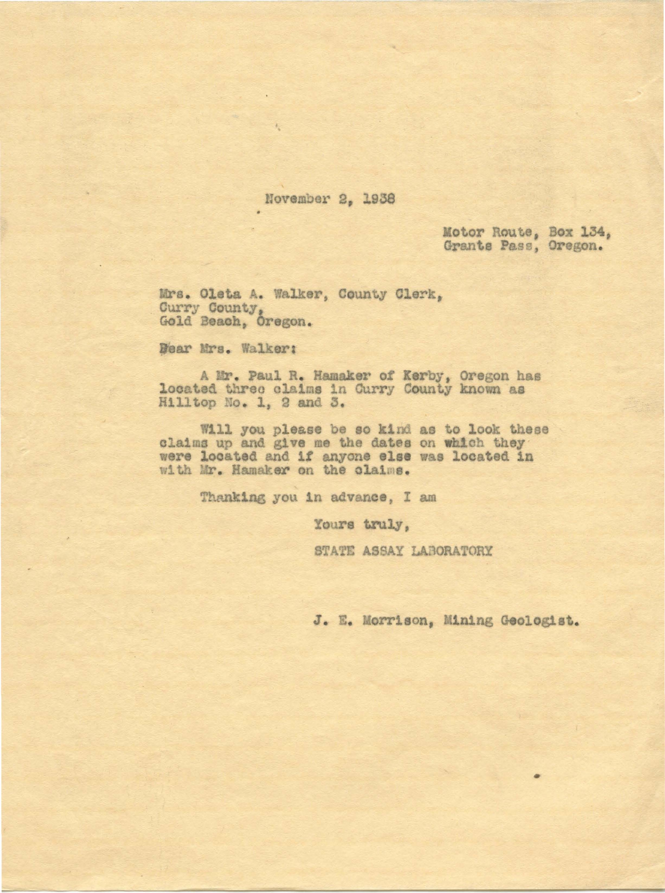November 2, 1938

Motor Route, Box 134,
Grants Pass, Oregon.

Mrs. Oleta A. Walker, County Clerk,
Curry County,
Gold Beach, Oregon.

Dear Mrs. Walker:

A Mr. Paul R. Hamaker of Kerby, Oregon has located three claims in Curry County known as Hilltop No. 1, 2 and 3.

Will you please be so kind as to look these claims up and give me the dates on which they were located and if anyone else was located in with Mr. Hamaker on the claims.

Thanking you in advance, I am

Yours truly,

STATE ASSAY LABORATORY

J. E. Morrison, Mining Geologist.